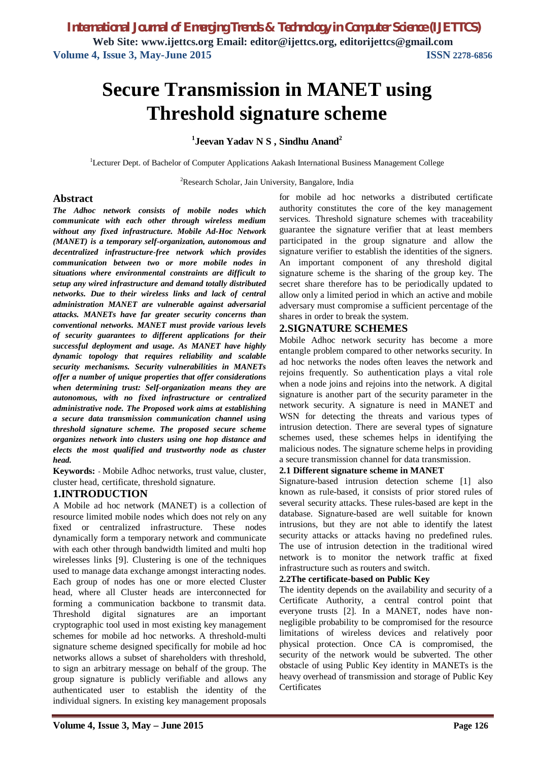# Secure Transmission in MANET using Threshold signature scheme

**[1]Jeevan Yadav N S , Sindhu Anand[2]**

[1]Lecturer Dept. of Bachelor of Computer Applications Aakash International Business Management College

[2]Research Scholar, Jain University, Bangalore, India

## Abstract

***The Adhoc network consists of mobile nodes which communicate with each other through wireless medium without any fixed infrastructure. Mobile Ad-Hoc Network (MANET) is a temporary self-organization, autonomous and decentralized infrastructure-free network which provides communication between two or more mobile nodes in situations where environmental constraints are difficult to setup any wired infrastructure and demand totally distributed networks. Due to their wireless links and lack of central administration MANET are vulnerable against adversarial attacks. MANETs have far greater security concerns than conventional networks. MANET must provide various levels of security guarantees to different applications for their successful deployment and usage. As MANET have highly dynamic topology that requires reliability and scalable security mechanisms. Security vulnerabilities in MANETs offer a number of unique properties that offer considerations when determining trust: Self-organization means they are autonomous, with no fixed infrastructure or centralized administrative node. The Proposed work aims at establishing a secure data transmission communication channel using threshold signature scheme. The proposed secure scheme organizes network into clusters using one hop distance and elects the most qualified and trustworthy node as cluster head.***

**Keywords:** - Mobile Adhoc networks, trust value, cluster, cluster head, certificate, threshold signature.

## 1.INTRODUCTION

A Mobile ad hoc network (MANET) is a collection of resource limited mobile nodes which does not rely on any fixed or centralized infrastructure. These nodes dynamically form a temporary network and communicate with each other through bandwidth limited and multi hop wirelesses links [9]. Clustering is one of the techniques used to manage data exchange amongst interacting nodes. Each group of nodes has one or more elected Cluster head, where all Cluster heads are interconnected for forming a communication backbone to transmit data. Threshold digital signatures are an important cryptographic tool used in most existing key management schemes for mobile ad hoc networks. A threshold-multi signature scheme designed specifically for mobile ad hoc networks allows a subset of shareholders with threshold, to sign an arbitrary message on behalf of the group. The group signature is publicly verifiable and allows any authenticated user to establish the identity of the individual signers. In existing key management proposals for mobile ad hoc networks a distributed certificate authority constitutes the core of the key management services. Threshold signature schemes with traceability guarantee the signature verifier that at least members participated in the group signature and allow the signature verifier to establish the identities of the signers. An important component of any threshold digital signature scheme is the sharing of the group key. The secret share therefore has to be periodically updated to allow only a limited period in which an active and mobile adversary must compromise a sufficient percentage of the shares in order to break the system.

## 2.SIGNATURE SCHEMES

Mobile Adhoc network security has become a more entangle problem compared to other networks security. In ad hoc networks the nodes often leaves the network and rejoins frequently. So authentication plays a vital role when a node joins and rejoins into the network. A digital signature is another part of the security parameter in the network security. A signature is need in MANET and WSN for detecting the threats and various types of intrusion detection. There are several types of signature schemes used, these schemes helps in identifying the malicious nodes. The signature scheme helps in providing a secure transmission channel for data transmission.

### 2.1 Different signature scheme in MANET

Signature-based intrusion detection scheme [1] also known as rule-based, it consists of prior stored rules of several security attacks. These rules-based are kept in the database. Signature-based are well suitable for known intrusions, but they are not able to identify the latest security attacks or attacks having no predefined rules. The use of intrusion detection in the traditional wired network is to monitor the network traffic at fixed infrastructure such as routers and switch.

### 2.2The certificate-based on Public Key

The identity depends on the availability and security of a Certificate Authority, a central control point that everyone trusts [2]. In a MANET, nodes have non-negligible probability to be compromised for the resource limitations of wireless devices and relatively poor physical protection. Once CA is compromised, the security of the network would be subverted. The other obstacle of using Public Key identity in MANETs is the heavy overhead of transmission and storage of Public Key Certificates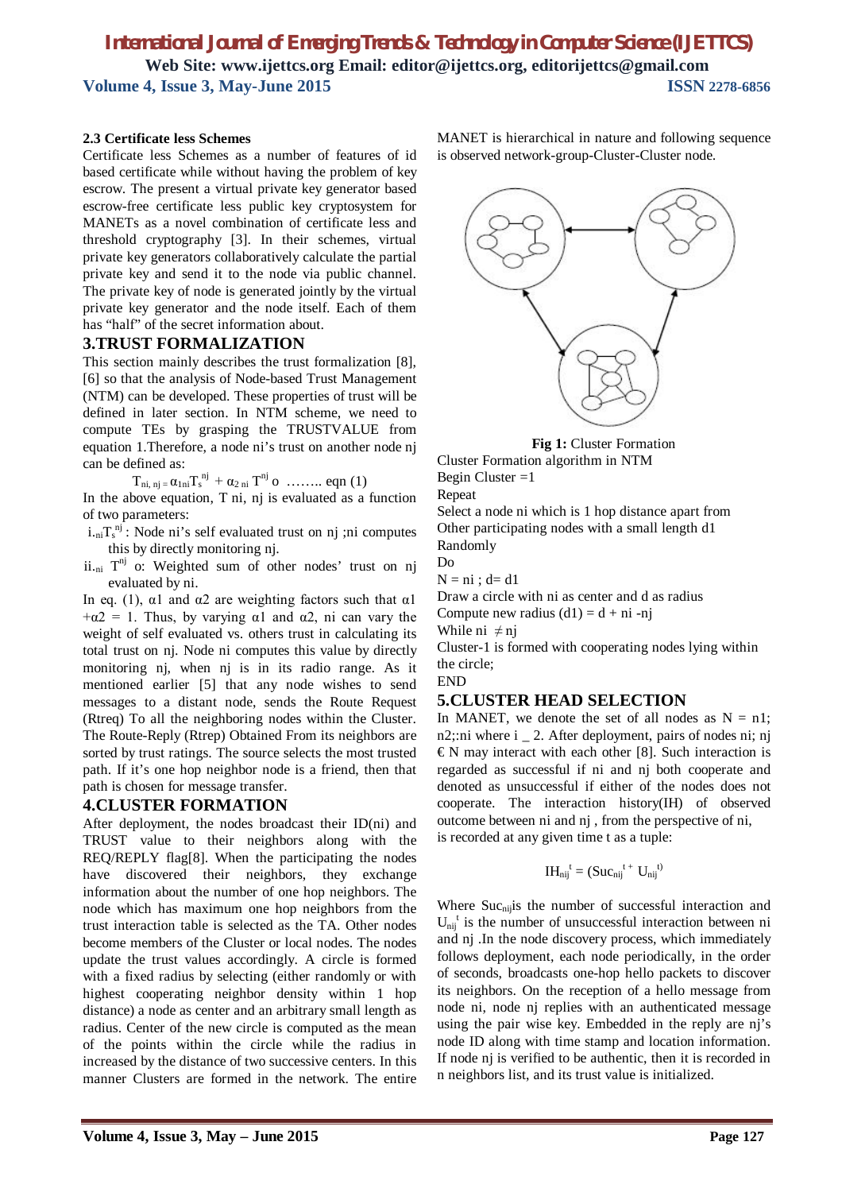### 2.3 Certificate less Schemes

Certificate less Schemes as a number of features of id based certificate while without having the problem of key escrow. The present a virtual private key generator based escrow-free certificate less public key cryptosystem for MANETs as a novel combination of certificate less and threshold cryptography [3]. In their schemes, virtual private key generators collaboratively calculate the partial private key and send it to the node via public channel. The private key of node is generated jointly by the virtual private key generator and the node itself. Each of them has "half" of the secret information about.

## 3.TRUST FORMALIZATION

This section mainly describes the trust formalization [8], [6] so that the analysis of Node-based Trust Management (NTM) can be developed. These properties of trust will be defined in later section. In NTM scheme, we need to compute TEs by grasping the TRUSTVALUE from equation 1.Therefore, a node ni's trust on another node nj can be defined as:

$$T_{ni,\,nj} = \alpha_{1ni} T_s^{nj} + \alpha_{2\,ni}\, T^{nj}{}_o \quad \text{…….. eqn (1)}$$

In the above equation, T ni, nj is evaluated as a function of two parameters:

i. $_{ni}T_s^{nj}$ : Node ni's self evaluated trust on nj ;ni computes this by directly monitoring nj.

ii. $_{ni}\ T^{nj}$ o: Weighted sum of other nodes' trust on nj evaluated by ni.

In eq. (1), α1 and α2 are weighting factors such that α1 +α2 = 1. Thus, by varying α1 and α2, ni can vary the weight of self evaluated vs. others trust in calculating its total trust on nj. Node ni computes this value by directly monitoring nj, when nj is in its radio range. As it mentioned earlier [5] that any node wishes to send messages to a distant node, sends the Route Request (Rtreq) To all the neighboring nodes within the Cluster. The Route-Reply (Rtrep) Obtained From its neighbors are sorted by trust ratings. The source selects the most trusted path. If it's one hop neighbor node is a friend, then that path is chosen for message transfer.

## 4.CLUSTER FORMATION

After deployment, the nodes broadcast their ID(ni) and TRUST value to their neighbors along with the REQ/REPLY flag[8]. When the participating the nodes have discovered their neighbors, they exchange information about the number of one hop neighbors. The node which has maximum one hop neighbors from the trust interaction table is selected as the TA. Other nodes become members of the Cluster or local nodes. The nodes update the trust values accordingly. A circle is formed with a fixed radius by selecting (either randomly or with highest cooperating neighbor density within 1 hop distance) a node as center and an arbitrary small length as radius. Center of the new circle is computed as the mean of the points within the circle while the radius in increased by the distance of two successive centers. In this manner Clusters are formed in the network. The entire MANET is hierarchical in nature and following sequence is observed network-group-Cluster-Cluster node.

**Fig 1:** Cluster Formation

Cluster Formation algorithm in NTM

Begin Cluster =1

Repeat

Select a node ni which is 1 hop distance apart from

Other participating nodes with a small length d1

Randomly

Do

N = ni ; d= d1

Draw a circle with ni as center and d as radius

Compute new radius (d1) = d + ni -nj

While ni ≠ nj

Cluster-1 is formed with cooperating nodes lying within the circle;

END

## 5.CLUSTER HEAD SELECTION

In MANET, we denote the set of all nodes as N = n1; n2;:ni where i _ 2. After deployment, pairs of nodes ni; nj € N may interact with each other [8]. Such interaction is regarded as successful if ni and nj both cooperate and denoted as unsuccessful if either of the nodes does not cooperate. The interaction history(IH) of observed outcome between ni and nj , from the perspective of ni, is recorded at any given time t as a tuple:

$$IH_{nij}^{t} = (Suc_{nij}^{t\,+}\ U_{nij}^{t)})$$

Where $Suc_{nij}$is the number of successful interaction and $U_{nij}^{t}$ is the number of unsuccessful interaction between ni and nj .In the node discovery process, which immediately follows deployment, each node periodically, in the order of seconds, broadcasts one-hop hello packets to discover its neighbors. On the reception of a hello message from node ni, node nj replies with an authenticated message using the pair wise key. Embedded in the reply are nj's node ID along with time stamp and location information. If node nj is verified to be authentic, then it is recorded in n neighbors list, and its trust value is initialized.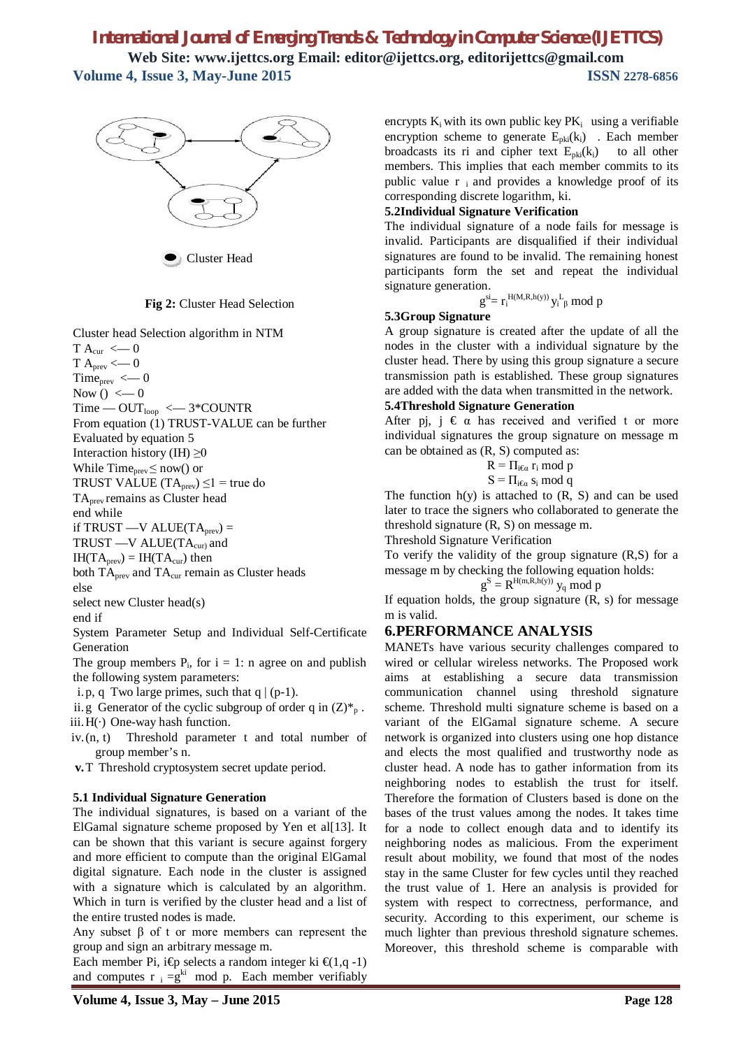Cluster Head

**Fig 2:** Cluster Head Selection

Cluster head Selection algorithm in NTM

$T\ A_{cur}$ <— 0
$T\ A_{prev}$ <— 0
$Time_{prev}$ <— 0
Now () <— 0
Time — $OUT_{loop}$ <— 3*COUNTR
From equation (1) TRUST-VALUE can be further Evaluated by equation 5
Interaction history (IH) $\geq 0$
While $Time_{prev} \leq$ now() or
TRUST VALUE $(TA_{prev}) \leq 1$ = true do
$TA_{prev}$ remains as Cluster head
end while
if TRUST —V ALUE$(TA_{prev})$ =
TRUST —V ALUE$(TA_{cur})$ and
$IH(TA_{prev}) = IH(TA_{cur})$ then
both $TA_{prev}$ and $TA_{cur}$ remain as Cluster heads
else
select new Cluster head(s)
end if

System Parameter Setup and Individual Self-Certificate Generation

The group members $P_i$, for i = 1: n agree on and publish the following system parameters:

i. p, q Two large primes, such that q | (p-1).
ii. g Generator of the cyclic subgroup of order q in $(Z)^*_p$ .
iii. H(·) One-way hash function.
iv. (n, t) Threshold parameter t and total number of group member's n.
**v.** T Threshold cryptosystem secret update period.

### 5.1 Individual Signature Generation

The individual signatures, is based on a variant of the ElGamal signature scheme proposed by Yen et al[13]. It can be shown that this variant is secure against forgery and more efficient to compute than the original ElGamal digital signature. Each node in the cluster is assigned with a signature which is calculated by an algorithm. Which in turn is verified by the cluster head and a list of the entire trusted nodes is made.

Any subset β of t or more members can represent the group and sign an arbitrary message m.

Each member Pi, i€p selects a random integer ki €(1,q -1) and computes $r_i = g^{ki}$ mod p. Each member verifiably encrypts $K_i$ with its own public key $PK_i$ using a verifiable encryption scheme to generate $E_{pki}(k_i)$ . Each member broadcasts its ri and cipher text $E_{pki}(k_i)$ to all other members. This implies that each member commits to its public value $r_i$ and provides a knowledge proof of its corresponding discrete logarithm, ki.

### 5.2Individual Signature Verification

The individual signature of a node fails for message is invalid. Participants are disqualified if their individual signatures are found to be invalid. The remaining honest participants form the set and repeat the individual signature generation.

$$g^{si} = r_i^{H(M,R,h(y))}\, y_i^{L}{}_{\beta} \bmod p$$

### 5.3Group Signature

A group signature is created after the update of all the nodes in the cluster with a individual signature by the cluster head. There by using this group signature a secure transmission path is established. These group signatures are added with the data when transmitted in the network.

### 5.4Threshold Signature Generation

After pj, j € α has received and verified t or more individual signatures the group signature on message m can be obtained as (R, S) computed as:

$$R = \Pi_{i\in\alpha}\, r_i \bmod p$$

$$S = \Pi_{i\in\alpha}\, s_i \bmod q$$

The function h(y) is attached to (R, S) and can be used later to trace the signers who collaborated to generate the threshold signature (R, S) on message m.

Threshold Signature Verification

To verify the validity of the group signature (R,S) for a message m by checking the following equation holds:

$$g^S = R^{H(m,R,h(y))}\, y_q \bmod p$$

If equation holds, the group signature (R, s) for message m is valid.

## 6.PERFORMANCE ANALYSIS

MANETs have various security challenges compared to wired or cellular wireless networks. The Proposed work aims at establishing a secure data transmission communication channel using threshold signature scheme. Threshold multi signature scheme is based on a variant of the ElGamal signature scheme. A secure network is organized into clusters using one hop distance and elects the most qualified and trustworthy node as cluster head. A node has to gather information from its neighboring nodes to establish the trust for itself. Therefore the formation of Clusters based is done on the bases of the trust values among the nodes. It takes time for a node to collect enough data and to identify its neighboring nodes as malicious. From the experiment result about mobility, we found that most of the nodes stay in the same Cluster for few cycles until they reached the trust value of 1. Here an analysis is provided for system with respect to correctness, performance, and security. According to this experiment, our scheme is much lighter than previous threshold signature schemes. Moreover, this threshold scheme is comparable with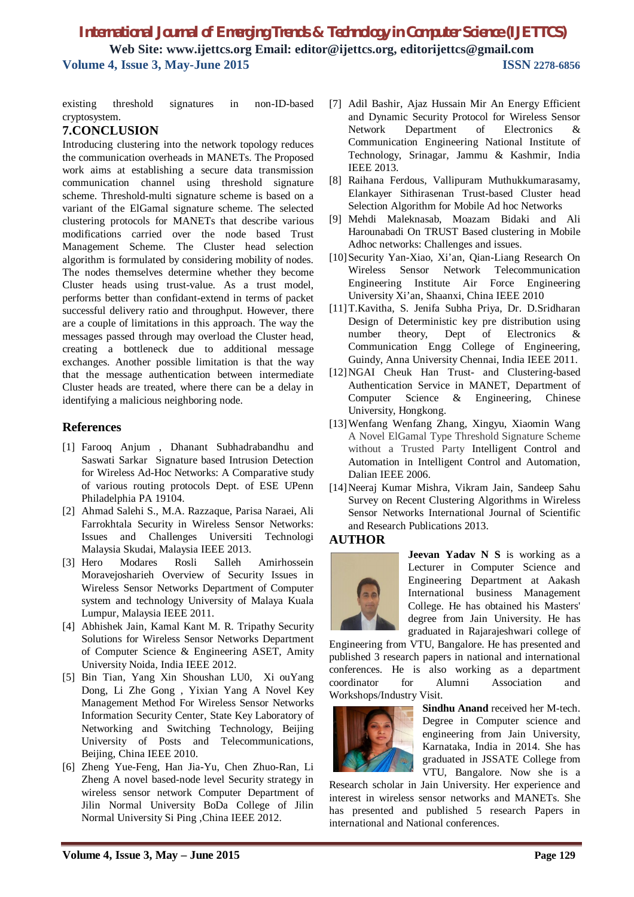existing threshold signatures in non-ID-based cryptosystem.

## 7.CONCLUSION

Introducing clustering into the network topology reduces the communication overheads in MANETs. The Proposed work aims at establishing a secure data transmission communication channel using threshold signature scheme. Threshold-multi signature scheme is based on a variant of the ElGamal signature scheme. The selected clustering protocols for MANETs that describe various modifications carried over the node based Trust Management Scheme. The Cluster head selection algorithm is formulated by considering mobility of nodes. The nodes themselves determine whether they become Cluster heads using trust-value. As a trust model, performs better than confidant-extend in terms of packet successful delivery ratio and throughput. However, there are a couple of limitations in this approach. The way the messages passed through may overload the Cluster head, creating a bottleneck due to additional message exchanges. Another possible limitation is that the way that the message authentication between intermediate Cluster heads are treated, where there can be a delay in identifying a malicious neighboring node.

## References

[1] Farooq Anjum , Dhanant Subhadrabandhu and Saswati Sarkar Signature based Intrusion Detection for Wireless Ad-Hoc Networks: A Comparative study of various routing protocols Dept. of ESE UPenn Philadelphia PA 19104.

[2] Ahmad Salehi S., M.A. Razzaque, Parisa Naraei, Ali Farrokhtala Security in Wireless Sensor Networks: Issues and Challenges Universiti Technologi Malaysia Skudai, Malaysia IEEE 2013.

[3] Hero Modares Rosli Salleh Amirhossein Moravejosharieh Overview of Security Issues in Wireless Sensor Networks Department of Computer system and technology University of Malaya Kuala Lumpur, Malaysia IEEE 2011.

[4] Abhishek Jain, Kamal Kant M. R. Tripathy Security Solutions for Wireless Sensor Networks Department of Computer Science & Engineering ASET, Amity University Noida, India IEEE 2012.

[5] Bin Tian, Yang Xin Shoushan LU0, Xi ouYang Dong, Li Zhe Gong , Yixian Yang A Novel Key Management Method For Wireless Sensor Networks Information Security Center, State Key Laboratory of Networking and Switching Technology, Beijing University of Posts and Telecommunications, Beijing, China IEEE 2010.

[6] Zheng Yue-Feng, Han Jia-Yu, Chen Zhuo-Ran, Li Zheng A novel based-node level Security strategy in wireless sensor network Computer Department of Jilin Normal University BoDa College of Jilin Normal University Si Ping ,China IEEE 2012.

[7] Adil Bashir, Ajaz Hussain Mir An Energy Efficient and Dynamic Security Protocol for Wireless Sensor Network Department of Electronics & Communication Engineering National Institute of Technology, Srinagar, Jammu & Kashmir, India IEEE 2013.

[8] Raihana Ferdous, Vallipuram Muthukkumarasamy, Elankayer Sithirasenan Trust-based Cluster head Selection Algorithm for Mobile Ad hoc Networks

[9] Mehdi Maleknasab, Moazam Bidaki and Ali Harounabadi On TRUST Based clustering in Mobile Adhoc networks: Challenges and issues.

[10] Security Yan-Xiao, Xi'an, Qian-Liang Research On Wireless Sensor Network Telecommunication Engineering Institute Air Force Engineering University Xi'an, Shaanxi, China IEEE 2010

[11] T.Kavitha, S. Jenifa Subha Priya, Dr. D.Sridharan Design of Deterministic key pre distribution using number theory, Dept of Electronics & Communication Engg College of Engineering, Guindy, Anna University Chennai, India IEEE 2011.

[12] NGAI Cheuk Han Trust- and Clustering-based Authentication Service in MANET, Department of Computer Science & Engineering, Chinese University, Hongkong.

[13] Wenfang Wenfang Zhang, Xingyu, Xiaomin Wang A Novel ElGamal Type Threshold Signature Scheme without a Trusted Party Intelligent Control and Automation in Intelligent Control and Automation, Dalian IEEE 2006.

[14] Neeraj Kumar Mishra, Vikram Jain, Sandeep Sahu Survey on Recent Clustering Algorithms in Wireless Sensor Networks International Journal of Scientific and Research Publications 2013.

## AUTHOR

**Jeevan Yadav N S** is working as a Lecturer in Computer Science and Engineering Department at Aakash International business Management College. He has obtained his Masters' degree from Jain University. He has graduated in Rajarajeshwari college of Engineering from VTU, Bangalore. He has presented and published 3 research papers in national and international conferences. He is also working as a department coordinator for Alumni Association and Workshops/Industry Visit.

**Sindhu Anand** received her M-tech. Degree in Computer science and engineering from Jain University, Karnataka, India in 2014. She has graduated in JSSATE College from VTU, Bangalore. Now she is a Research scholar in Jain University. Her experience and interest in wireless sensor networks and MANETs. She has presented and published 5 research Papers in international and National conferences.